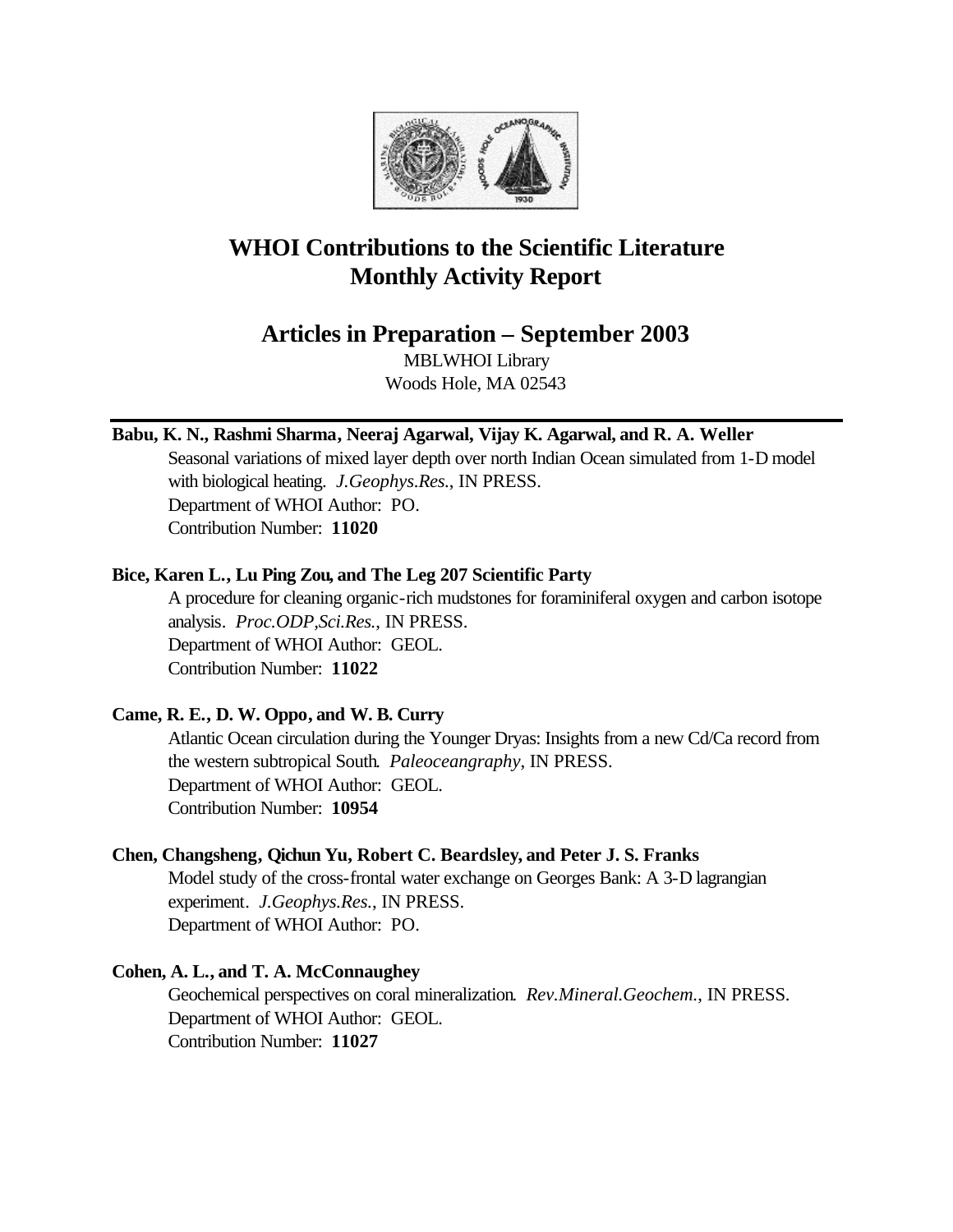# WHOI Contributions to the Scientific Literature
# Monthly Activity Report

## Articles in Preparation – September 2003

MBLWHOI Library
Woods Hole, MA 02543

---

**Babu, K. N., Rashmi Sharma, Neeraj Agarwal, Vijay K. Agarwal, and R. A. Weller**

Seasonal variations of mixed layer depth over north Indian Ocean simulated from 1-D model with biological heating. *J.Geophys.Res.*, IN PRESS.
Department of WHOI Author: PO.
Contribution Number: **11020**

**Bice, Karen L., Lu Ping Zou, and The Leg 207 Scientific Party**

A procedure for cleaning organic-rich mudstones for foraminiferal oxygen and carbon isotope analysis. *Proc.ODP,Sci.Res.*, IN PRESS.
Department of WHOI Author: GEOL.
Contribution Number: **11022**

**Came, R. E., D. W. Oppo, and W. B. Curry**

Atlantic Ocean circulation during the Younger Dryas: Insights from a new Cd/Ca record from the western subtropical South. *Paleoceangraphy*, IN PRESS.
Department of WHOI Author: GEOL.
Contribution Number: **10954**

**Chen, Changsheng, Qichun Yu, Robert C. Beardsley, and Peter J. S. Franks**

Model study of the cross-frontal water exchange on Georges Bank: A 3-D lagrangian experiment. *J.Geophys.Res.*, IN PRESS.
Department of WHOI Author: PO.

**Cohen, A. L., and T. A. McConnaughey**

Geochemical perspectives on coral mineralization. *Rev.Mineral.Geochem.*, IN PRESS.
Department of WHOI Author: GEOL.
Contribution Number: **11027**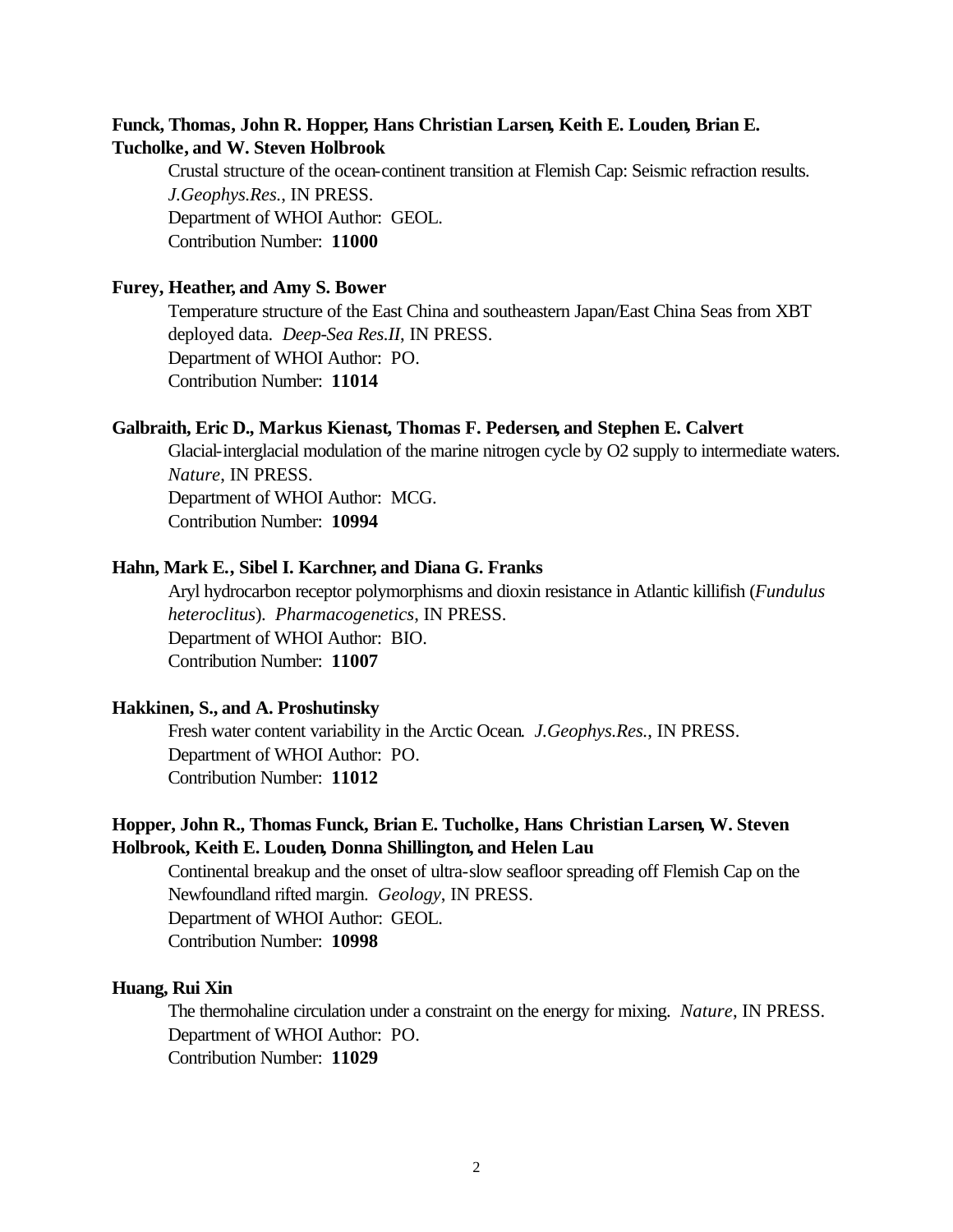**Funck, Thomas, John R. Hopper, Hans Christian Larsen, Keith E. Louden, Brian E. Tucholke, and W. Steven Holbrook**

Crustal structure of the ocean-continent transition at Flemish Cap: Seismic refraction results. *J.Geophys.Res.*, IN PRESS.
Department of WHOI Author: GEOL.
Contribution Number: **11000**

**Furey, Heather, and Amy S. Bower**

Temperature structure of the East China and southeastern Japan/East China Seas from XBT deployed data. *Deep-Sea Res.II*, IN PRESS.
Department of WHOI Author: PO.
Contribution Number: **11014**

**Galbraith, Eric D., Markus Kienast, Thomas F. Pedersen, and Stephen E. Calvert**

Glacial-interglacial modulation of the marine nitrogen cycle by O2 supply to intermediate waters. *Nature*, IN PRESS.
Department of WHOI Author: MCG.
Contribution Number: **10994**

**Hahn, Mark E., Sibel I. Karchner, and Diana G. Franks**

Aryl hydrocarbon receptor polymorphisms and dioxin resistance in Atlantic killifish (*Fundulus heteroclitus*). *Pharmacogenetics*, IN PRESS.
Department of WHOI Author: BIO.
Contribution Number: **11007**

**Hakkinen, S., and A. Proshutinsky**

Fresh water content variability in the Arctic Ocean. *J.Geophys.Res.*, IN PRESS.
Department of WHOI Author: PO.
Contribution Number: **11012**

**Hopper, John R., Thomas Funck, Brian E. Tucholke, Hans Christian Larsen, W. Steven Holbrook, Keith E. Louden, Donna Shillington, and Helen Lau**

Continental breakup and the onset of ultra-slow seafloor spreading off Flemish Cap on the Newfoundland rifted margin. *Geology*, IN PRESS.
Department of WHOI Author: GEOL.
Contribution Number: **10998**

**Huang, Rui Xin**

The thermohaline circulation under a constraint on the energy for mixing. *Nature*, IN PRESS.
Department of WHOI Author: PO.
Contribution Number: **11029**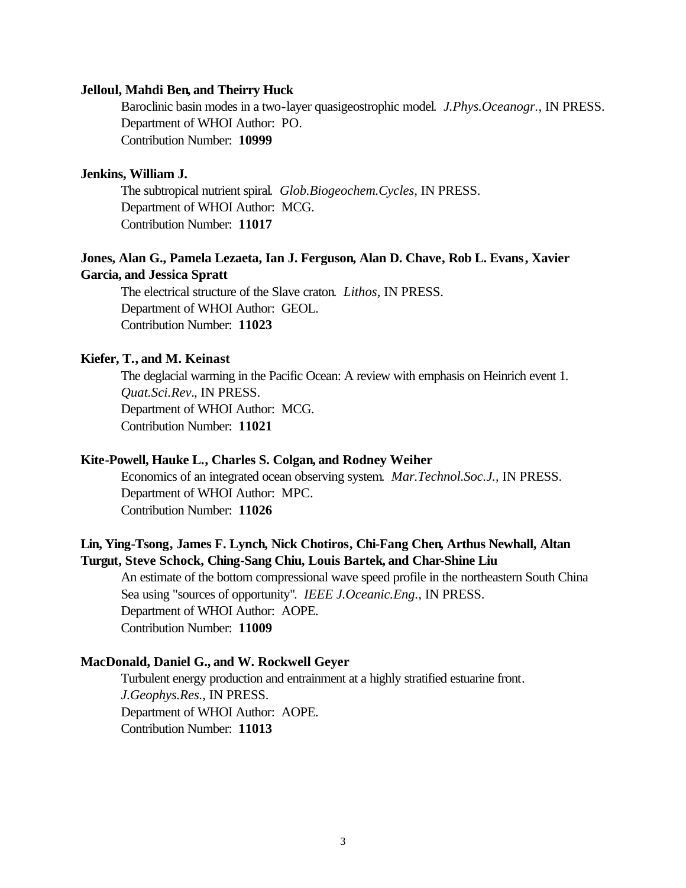**Jelloul, Mahdi Ben, and Theirry Huck**

Baroclinic basin modes in a two-layer quasigeostrophic model. *J.Phys.Oceanogr.*, IN PRESS.
Department of WHOI Author: PO.
Contribution Number: **10999**

**Jenkins, William J.**

The subtropical nutrient spiral. *Glob.Biogeochem.Cycles*, IN PRESS.
Department of WHOI Author: MCG.
Contribution Number: **11017**

**Jones, Alan G., Pamela Lezaeta, Ian J. Ferguson, Alan D. Chave, Rob L. Evans, Xavier Garcia, and Jessica Spratt**

The electrical structure of the Slave craton. *Lithos*, IN PRESS.
Department of WHOI Author: GEOL.
Contribution Number: **11023**

**Kiefer, T., and M. Keinast**

The deglacial warming in the Pacific Ocean: A review with emphasis on Heinrich event 1. *Quat.Sci.Rev.*, IN PRESS.
Department of WHOI Author: MCG.
Contribution Number: **11021**

**Kite-Powell, Hauke L., Charles S. Colgan, and Rodney Weiher**

Economics of an integrated ocean observing system. *Mar.Technol.Soc.J.*, IN PRESS.
Department of WHOI Author: MPC.
Contribution Number: **11026**

**Lin, Ying-Tsong, James F. Lynch, Nick Chotiros, Chi-Fang Chen, Arthus Newhall, Altan Turgut, Steve Schock, Ching-Sang Chiu, Louis Bartek, and Char-Shine Liu**

An estimate of the bottom compressional wave speed profile in the northeastern South China Sea using "sources of opportunity". *IEEE J.Oceanic.Eng.*, IN PRESS.
Department of WHOI Author: AOPE.
Contribution Number: **11009**

**MacDonald, Daniel G., and W. Rockwell Geyer**

Turbulent energy production and entrainment at a highly stratified estuarine front. *J.Geophys.Res.*, IN PRESS.
Department of WHOI Author: AOPE.
Contribution Number: **11013**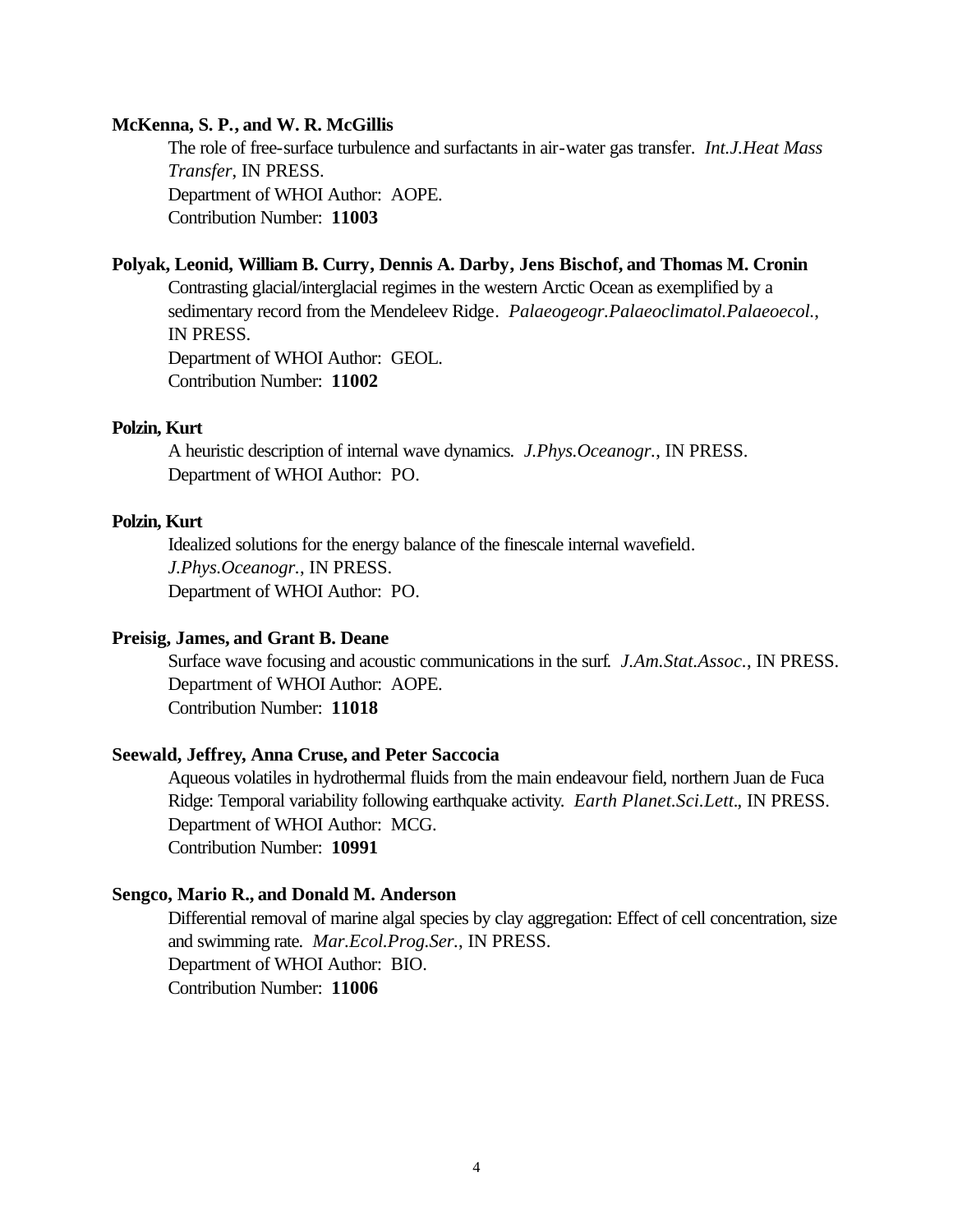**McKenna, S. P., and W. R. McGillis**

The role of free-surface turbulence and surfactants in air-water gas transfer. *Int.J.Heat Mass Transfer*, IN PRESS.
Department of WHOI Author: AOPE.
Contribution Number: **11003**

**Polyak, Leonid, William B. Curry, Dennis A. Darby, Jens Bischof, and Thomas M. Cronin**

Contrasting glacial/interglacial regimes in the western Arctic Ocean as exemplified by a sedimentary record from the Mendeleev Ridge. *Palaeogeogr.Palaeoclimatol.Palaeoecol.*, IN PRESS.
Department of WHOI Author: GEOL.
Contribution Number: **11002**

**Polzin, Kurt**

A heuristic description of internal wave dynamics. *J.Phys.Oceanogr.*, IN PRESS.
Department of WHOI Author: PO.

**Polzin, Kurt**

Idealized solutions for the energy balance of the finescale internal wavefield. *J.Phys.Oceanogr.*, IN PRESS.
Department of WHOI Author: PO.

**Preisig, James, and Grant B. Deane**

Surface wave focusing and acoustic communications in the surf. *J.Am.Stat.Assoc.*, IN PRESS.
Department of WHOI Author: AOPE.
Contribution Number: **11018**

**Seewald, Jeffrey, Anna Cruse, and Peter Saccocia**

Aqueous volatiles in hydrothermal fluids from the main endeavour field, northern Juan de Fuca Ridge: Temporal variability following earthquake activity. *Earth Planet.Sci.Lett.*, IN PRESS.
Department of WHOI Author: MCG.
Contribution Number: **10991**

**Sengco, Mario R., and Donald M. Anderson**

Differential removal of marine algal species by clay aggregation: Effect of cell concentration, size and swimming rate. *Mar.Ecol.Prog.Ser.*, IN PRESS.
Department of WHOI Author: BIO.
Contribution Number: **11006**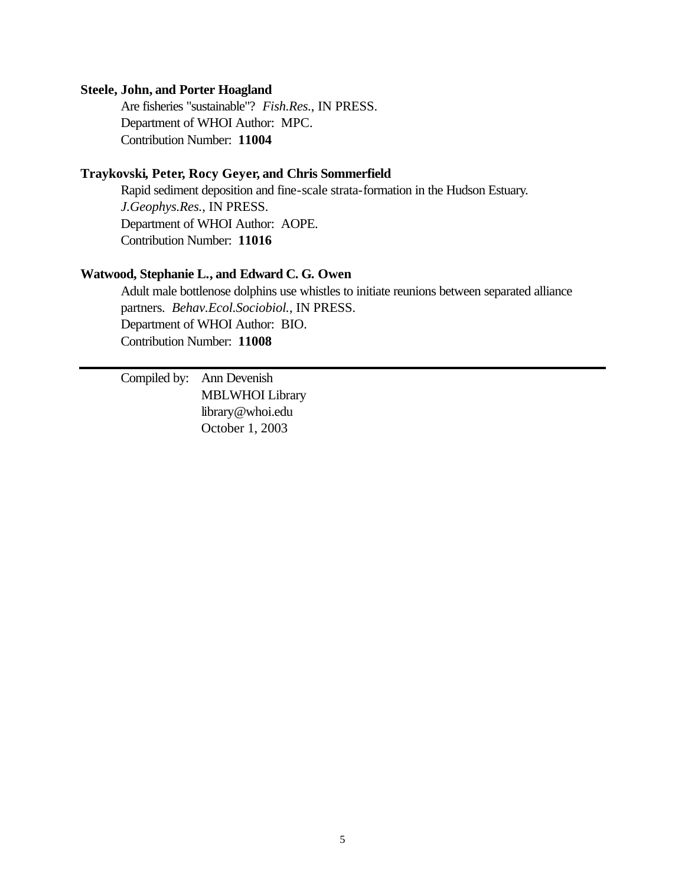**Steele, John, and Porter Hoagland**

Are fisheries "sustainable"? *Fish.Res.*, IN PRESS.
Department of WHOI Author: MPC.
Contribution Number: **11004**

**Traykovski, Peter, Rocy Geyer, and Chris Sommerfield**

Rapid sediment deposition and fine-scale strata-formation in the Hudson Estuary. *J.Geophys.Res.*, IN PRESS.
Department of WHOI Author: AOPE.
Contribution Number: **11016**

**Watwood, Stephanie L., and Edward C. G. Owen**

Adult male bottlenose dolphins use whistles to initiate reunions between separated alliance partners. *Behav.Ecol.Sociobiol.*, IN PRESS.
Department of WHOI Author: BIO.
Contribution Number: **11008**

---

Compiled by: Ann Devenish
MBLWHOI Library
library@whoi.edu
October 1, 2003